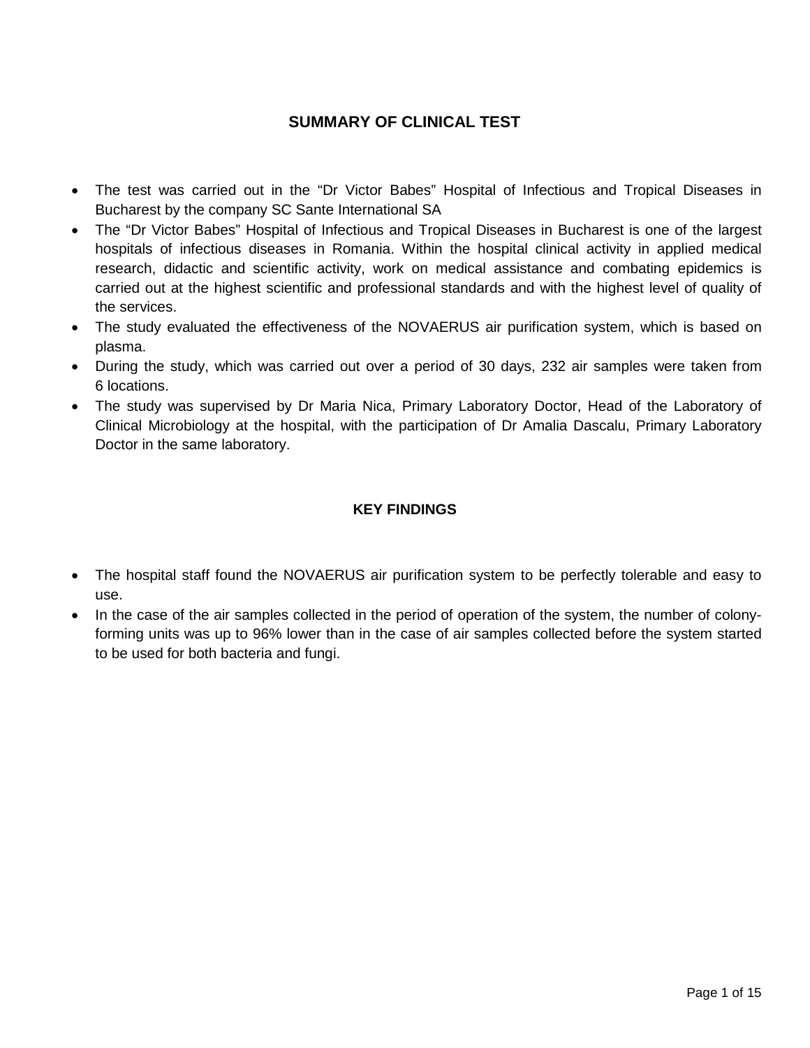## SUMMARY OF CLINICAL TEST

- The test was carried out in the "Dr Victor Babes" Hospital of Infectious and Tropical Diseases in Bucharest by the company SC Sante International SA
- The "Dr Victor Babes" Hospital of Infectious and Tropical Diseases in Bucharest is one of the largest hospitals of infectious diseases in Romania. Within the hospital clinical activity in applied medical research, didactic and scientific activity, work on medical assistance and combating epidemics is carried out at the highest scientific and professional standards and with the highest level of quality of the services.
- The study evaluated the effectiveness of the NOVAERUS air purification system, which is based on plasma.
- During the study, which was carried out over a period of 30 days, 232 air samples were taken from 6 locations.
- The study was supervised by Dr Maria Nica, Primary Laboratory Doctor, Head of the Laboratory of Clinical Microbiology at the hospital, with the participation of Dr Amalia Dascalu, Primary Laboratory Doctor in the same laboratory.

## KEY FINDINGS

- The hospital staff found the NOVAERUS air purification system to be perfectly tolerable and easy to use.
- In the case of the air samples collected in the period of operation of the system, the number of colony-forming units was up to 96% lower than in the case of air samples collected before the system started to be used for both bacteria and fungi.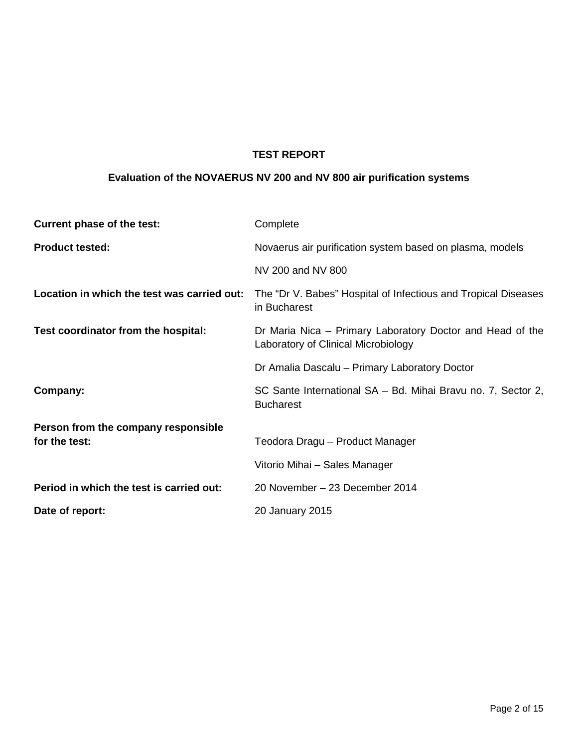# TEST REPORT

## Evaluation of the NOVAERUS NV 200 and NV 800 air purification systems

| | |
|---|---|
| **Current phase of the test:** | Complete |
| **Product tested:** | Novaerus air purification system based on plasma, models NV 200 and NV 800 |
| **Location in which the test was carried out:** | The "Dr V. Babes" Hospital of Infectious and Tropical Diseases in Bucharest |
| **Test coordinator from the hospital:** | Dr Maria Nica – Primary Laboratory Doctor and Head of the Laboratory of Clinical Microbiology<br>Dr Amalia Dascalu – Primary Laboratory Doctor |
| **Company:** | SC Sante International SA – Bd. Mihai Bravu no. 7, Sector 2, Bucharest |
| **Person from the company responsible for the test:** | Teodora Dragu – Product Manager<br>Vitorio Mihai – Sales Manager |
| **Period in which the test is carried out:** | 20 November – 23 December 2014 |
| **Date of report:** | 20 January 2015 |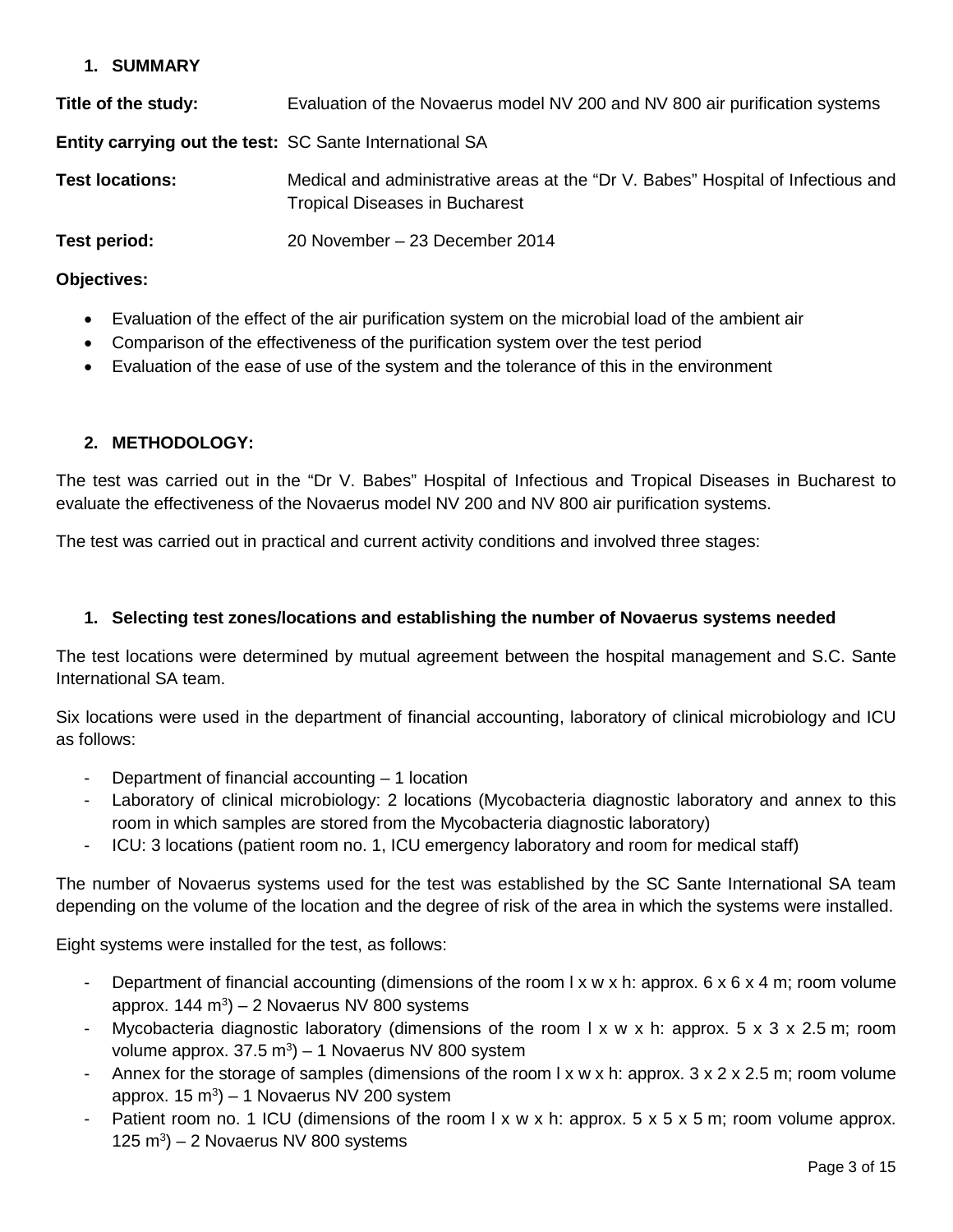## 1. SUMMARY

**Title of the study:** Evaluation of the Novaerus model NV 200 and NV 800 air purification systems

**Entity carrying out the test:** SC Sante International SA

**Test locations:** Medical and administrative areas at the “Dr V. Babes” Hospital of Infectious and Tropical Diseases in Bucharest

**Test period:** 20 November – 23 December 2014

**Objectives:**

- Evaluation of the effect of the air purification system on the microbial load of the ambient air
- Comparison of the effectiveness of the purification system over the test period
- Evaluation of the ease of use of the system and the tolerance of this in the environment

## 2. METHODOLOGY:

The test was carried out in the “Dr V. Babes” Hospital of Infectious and Tropical Diseases in Bucharest to evaluate the effectiveness of the Novaerus model NV 200 and NV 800 air purification systems.

The test was carried out in practical and current activity conditions and involved three stages:

### 1. Selecting test zones/locations and establishing the number of Novaerus systems needed

The test locations were determined by mutual agreement between the hospital management and S.C. Sante International SA team.

Six locations were used in the department of financial accounting, laboratory of clinical microbiology and ICU as follows:

- Department of financial accounting – 1 location
- Laboratory of clinical microbiology: 2 locations (Mycobacteria diagnostic laboratory and annex to this room in which samples are stored from the Mycobacteria diagnostic laboratory)
- ICU: 3 locations (patient room no. 1, ICU emergency laboratory and room for medical staff)

The number of Novaerus systems used for the test was established by the SC Sante International SA team depending on the volume of the location and the degree of risk of the area in which the systems were installed.

Eight systems were installed for the test, as follows:

- Department of financial accounting (dimensions of the room l x w x h: approx. 6 x 6 x 4 m; room volume approx. 144 $m^3$) – 2 Novaerus NV 800 systems
- Mycobacteria diagnostic laboratory (dimensions of the room l x w x h: approx. 5 x 3 x 2.5 m; room volume approx. 37.5 $m^3$) – 1 Novaerus NV 800 system
- Annex for the storage of samples (dimensions of the room l x w x h: approx. 3 x 2 x 2.5 m; room volume approx. 15 $m^3$) – 1 Novaerus NV 200 system
- Patient room no. 1 ICU (dimensions of the room l x w x h: approx. 5 x 5 x 5 m; room volume approx. 125 $m^3$) – 2 Novaerus NV 800 systems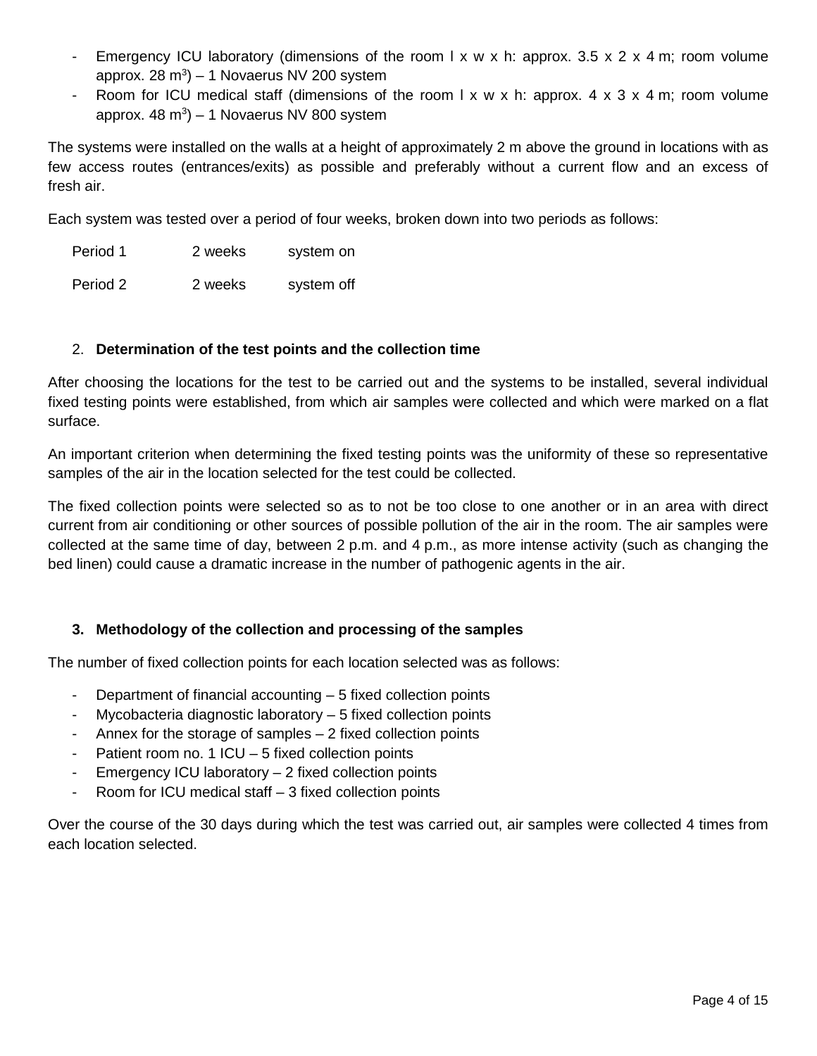- Emergency ICU laboratory (dimensions of the room l x w x h: approx. 3.5 x 2 x 4 m; room volume approx. 28 $m^3$) – 1 Novaerus NV 200 system
- Room for ICU medical staff (dimensions of the room l x w x h: approx. 4 x 3 x 4 m; room volume approx. 48 $m^3$) – 1 Novaerus NV 800 system

The systems were installed on the walls at a height of approximately 2 m above the ground in locations with as few access routes (entrances/exits) as possible and preferably without a current flow and an excess of fresh air.

Each system was tested over a period of four weeks, broken down into two periods as follows:

| Period 1 | 2 weeks | system on |
|---|---|---|
| Period 2 | 2 weeks | system off |

## 2. **Determination of the test points and the collection time**

After choosing the locations for the test to be carried out and the systems to be installed, several individual fixed testing points were established, from which air samples were collected and which were marked on a flat surface.

An important criterion when determining the fixed testing points was the uniformity of these so representative samples of the air in the location selected for the test could be collected.

The fixed collection points were selected so as to not be too close to one another or in an area with direct current from air conditioning or other sources of possible pollution of the air in the room. The air samples were collected at the same time of day, between 2 p.m. and 4 p.m., as more intense activity (such as changing the bed linen) could cause a dramatic increase in the number of pathogenic agents in the air.

## 3. **Methodology of the collection and processing of the samples**

The number of fixed collection points for each location selected was as follows:

- Department of financial accounting – 5 fixed collection points
- Mycobacteria diagnostic laboratory – 5 fixed collection points
- Annex for the storage of samples – 2 fixed collection points
- Patient room no. 1 ICU – 5 fixed collection points
- Emergency ICU laboratory – 2 fixed collection points
- Room for ICU medical staff – 3 fixed collection points

Over the course of the 30 days during which the test was carried out, air samples were collected 4 times from each location selected.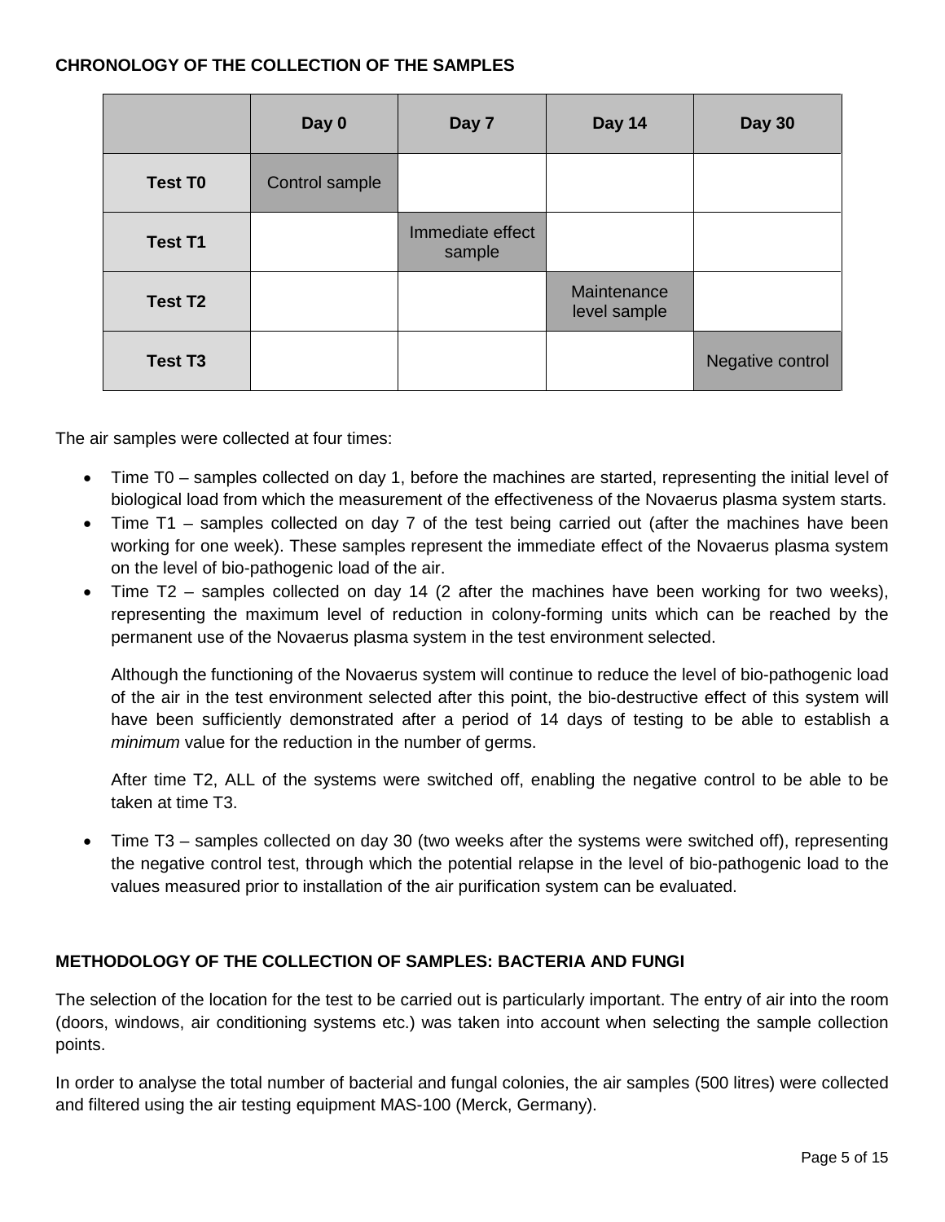**CHRONOLOGY OF THE COLLECTION OF THE SAMPLES**

| | Day 0 | Day 7 | Day 14 | Day 30 |
|---|---|---|---|---|
| **Test T0** | Control sample | | | |
| **Test T1** | | Immediate effect sample | | |
| **Test T2** | | | Maintenance level sample | |
| **Test T3** | | | | Negative control |

The air samples were collected at four times:

- Time T0 – samples collected on day 1, before the machines are started, representing the initial level of biological load from which the measurement of the effectiveness of the Novaerus plasma system starts.
- Time T1 – samples collected on day 7 of the test being carried out (after the machines have been working for one week). These samples represent the immediate effect of the Novaerus plasma system on the level of bio-pathogenic load of the air.
- Time T2 – samples collected on day 14 (2 after the machines have been working for two weeks), representing the maximum level of reduction in colony-forming units which can be reached by the permanent use of the Novaerus plasma system in the test environment selected.

  Although the functioning of the Novaerus system will continue to reduce the level of bio-pathogenic load of the air in the test environment selected after this point, the bio-destructive effect of this system will have been sufficiently demonstrated after a period of 14 days of testing to be able to establish a *minimum* value for the reduction in the number of germs.

  After time T2, ALL of the systems were switched off, enabling the negative control to be able to be taken at time T3.

- Time T3 – samples collected on day 30 (two weeks after the systems were switched off), representing the negative control test, through which the potential relapse in the level of bio-pathogenic load to the values measured prior to installation of the air purification system can be evaluated.

**METHODOLOGY OF THE COLLECTION OF SAMPLES: BACTERIA AND FUNGI**

The selection of the location for the test to be carried out is particularly important. The entry of air into the room (doors, windows, air conditioning systems etc.) was taken into account when selecting the sample collection points.

In order to analyse the total number of bacterial and fungal colonies, the air samples (500 litres) were collected and filtered using the air testing equipment MAS-100 (Merck, Germany).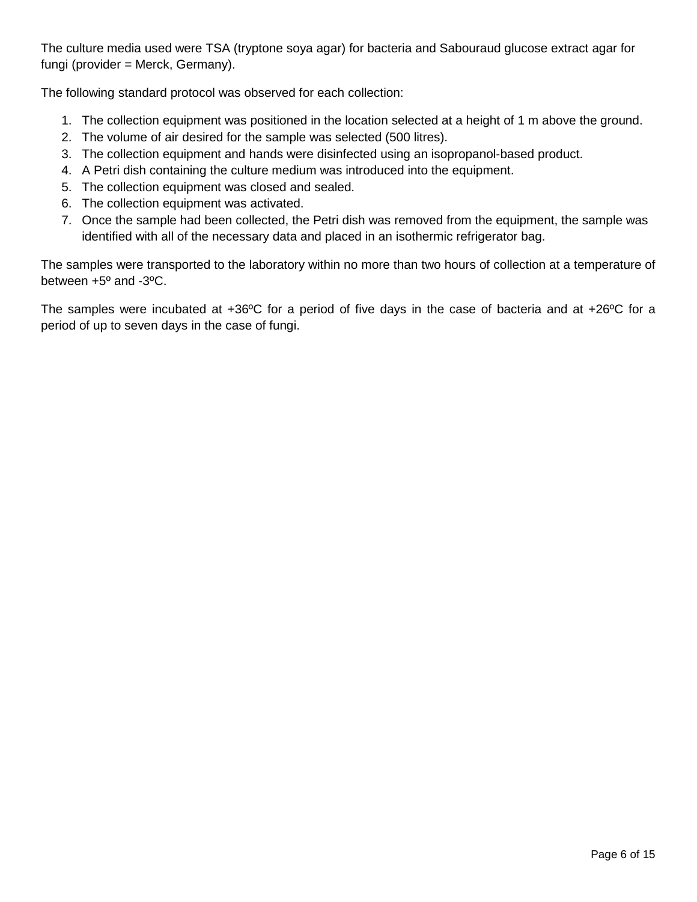The culture media used were TSA (tryptone soya agar) for bacteria and Sabouraud glucose extract agar for fungi (provider = Merck, Germany).

The following standard protocol was observed for each collection:

1. The collection equipment was positioned in the location selected at a height of 1 m above the ground.
2. The volume of air desired for the sample was selected (500 litres).
3. The collection equipment and hands were disinfected using an isopropanol-based product.
4. A Petri dish containing the culture medium was introduced into the equipment.
5. The collection equipment was closed and sealed.
6. The collection equipment was activated.
7. Once the sample had been collected, the Petri dish was removed from the equipment, the sample was identified with all of the necessary data and placed in an isothermic refrigerator bag.

The samples were transported to the laboratory within no more than two hours of collection at a temperature of between +5º and -3ºC.

The samples were incubated at +36ºC for a period of five days in the case of bacteria and at +26ºC for a period of up to seven days in the case of fungi.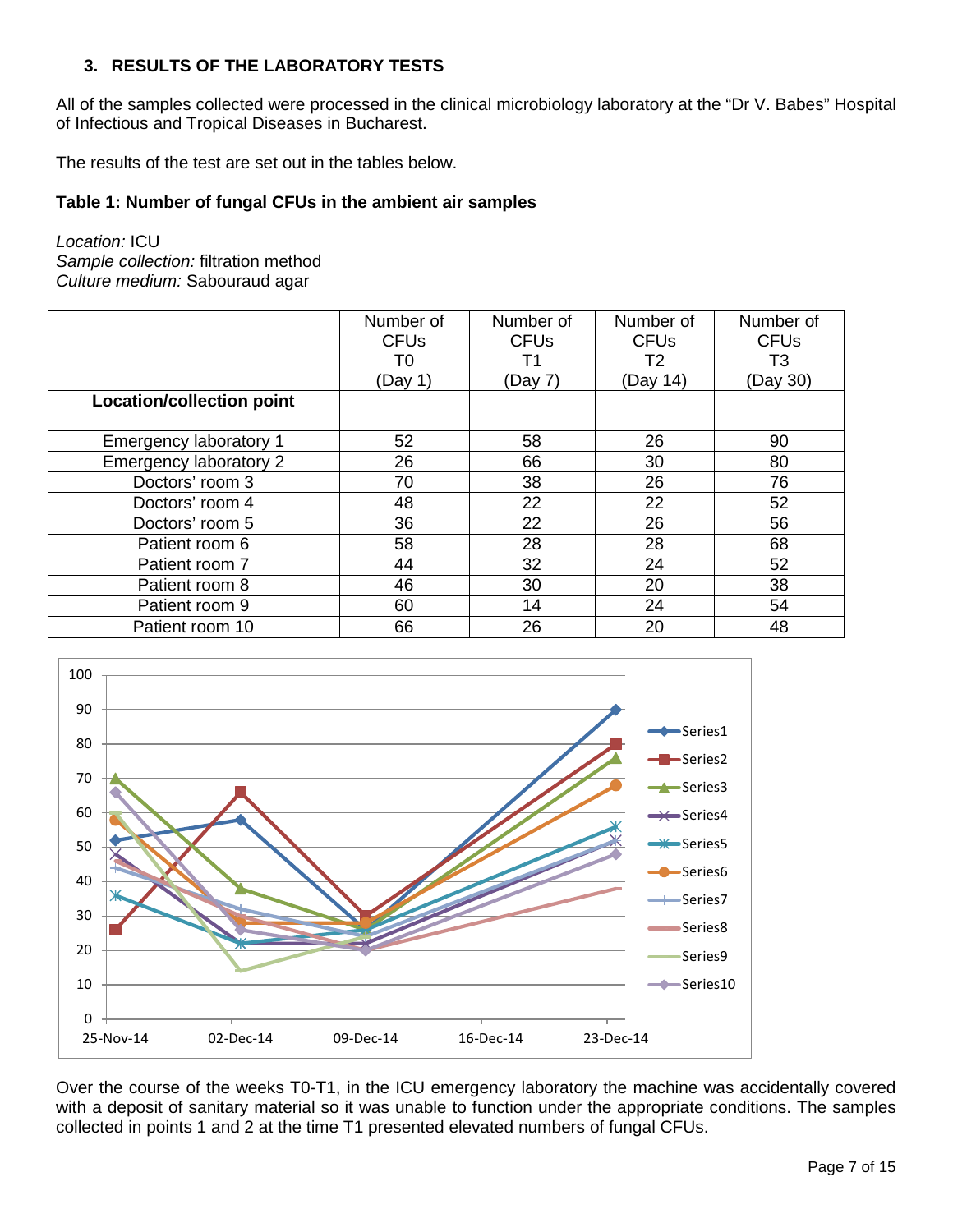### 3. RESULTS OF THE LABORATORY TESTS

All of the samples collected were processed in the clinical microbiology laboratory at the "Dr V. Babes" Hospital of Infectious and Tropical Diseases in Bucharest.

The results of the test are set out in the tables below.

**Table 1: Number of fungal CFUs in the ambient air samples**

*Location:* ICU
*Sample collection:* filtration method
*Culture medium:* Sabouraud agar

| Location/collection point | Number of CFUs T0 (Day 1) | Number of CFUs T1 (Day 7) | Number of CFUs T2 (Day 14) | Number of CFUs T3 (Day 30) |
|---|---|---|---|---|
| Emergency laboratory 1 | 52 | 58 | 26 | 90 |
| Emergency laboratory 2 | 26 | 66 | 30 | 80 |
| Doctors' room 3 | 70 | 38 | 26 | 76 |
| Doctors' room 4 | 48 | 22 | 22 | 52 |
| Doctors' room 5 | 36 | 22 | 26 | 56 |
| Patient room 6 | 58 | 28 | 28 | 68 |
| Patient room 7 | 44 | 32 | 24 | 52 |
| Patient room 8 | 46 | 30 | 20 | 38 |
| Patient room 9 | 60 | 14 | 24 | 54 |
| Patient room 10 | 66 | 26 | 20 | 48 |

Over the course of the weeks T0-T1, in the ICU emergency laboratory the machine was accidentally covered with a deposit of sanitary material so it was unable to function under the appropriate conditions. The samples collected in points 1 and 2 at the time T1 presented elevated numbers of fungal CFUs.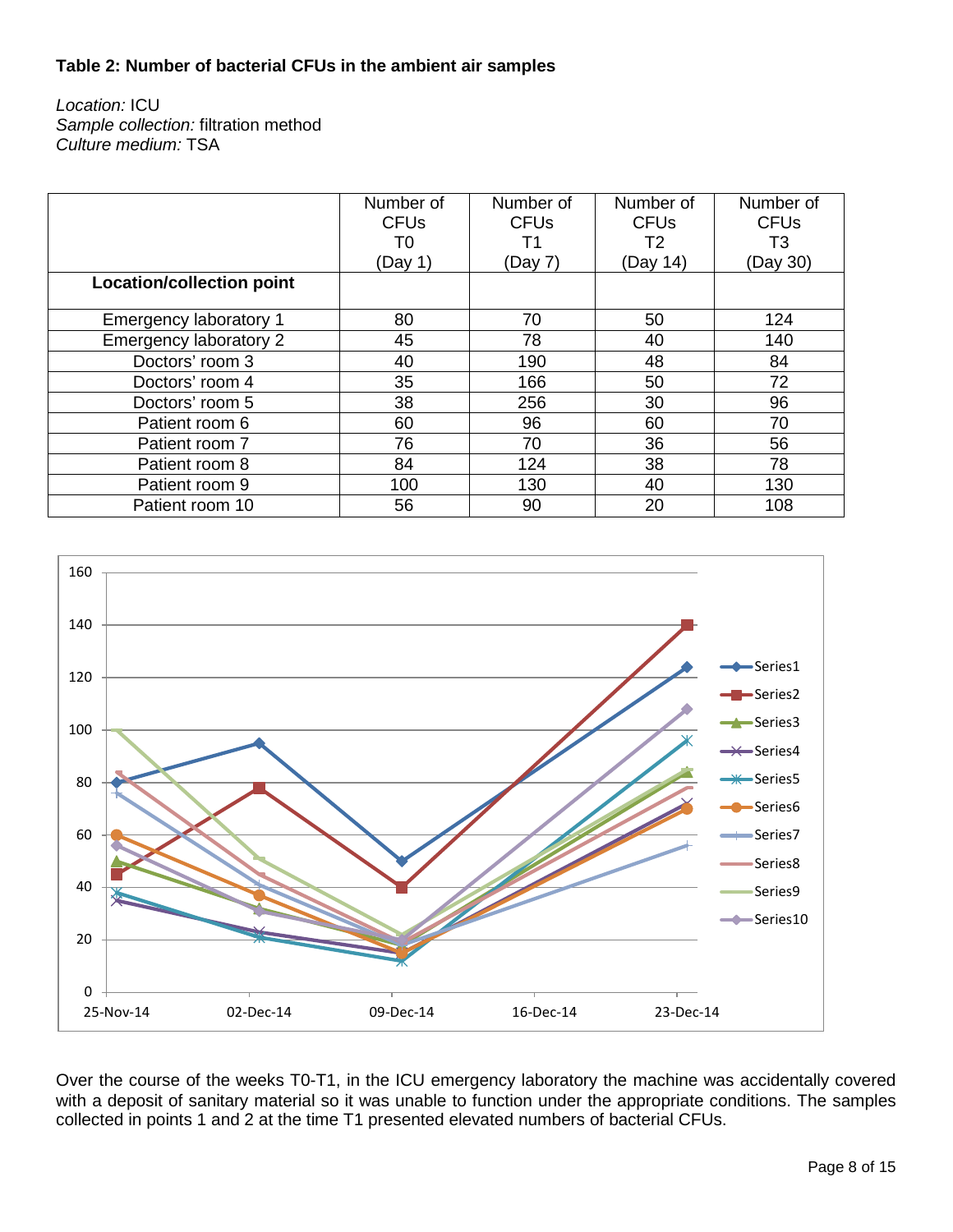**Table 2: Number of bacterial CFUs in the ambient air samples**

*Location:* ICU
*Sample collection:* filtration method
*Culture medium:* TSA

| Location/collection point | Number of CFUs T0 (Day 1) | Number of CFUs T1 (Day 7) | Number of CFUs T2 (Day 14) | Number of CFUs T3 (Day 30) |
|---|---|---|---|---|
| Emergency laboratory 1 | 80 | 70 | 50 | 124 |
| Emergency laboratory 2 | 45 | 78 | 40 | 140 |
| Doctors' room 3 | 40 | 190 | 48 | 84 |
| Doctors' room 4 | 35 | 166 | 50 | 72 |
| Doctors' room 5 | 38 | 256 | 30 | 96 |
| Patient room 6 | 60 | 96 | 60 | 70 |
| Patient room 7 | 76 | 70 | 36 | 56 |
| Patient room 8 | 84 | 124 | 38 | 78 |
| Patient room 9 | 100 | 130 | 40 | 130 |
| Patient room 10 | 56 | 90 | 20 | 108 |

Over the course of the weeks T0-T1, in the ICU emergency laboratory the machine was accidentally covered with a deposit of sanitary material so it was unable to function under the appropriate conditions. The samples collected in points 1 and 2 at the time T1 presented elevated numbers of bacterial CFUs.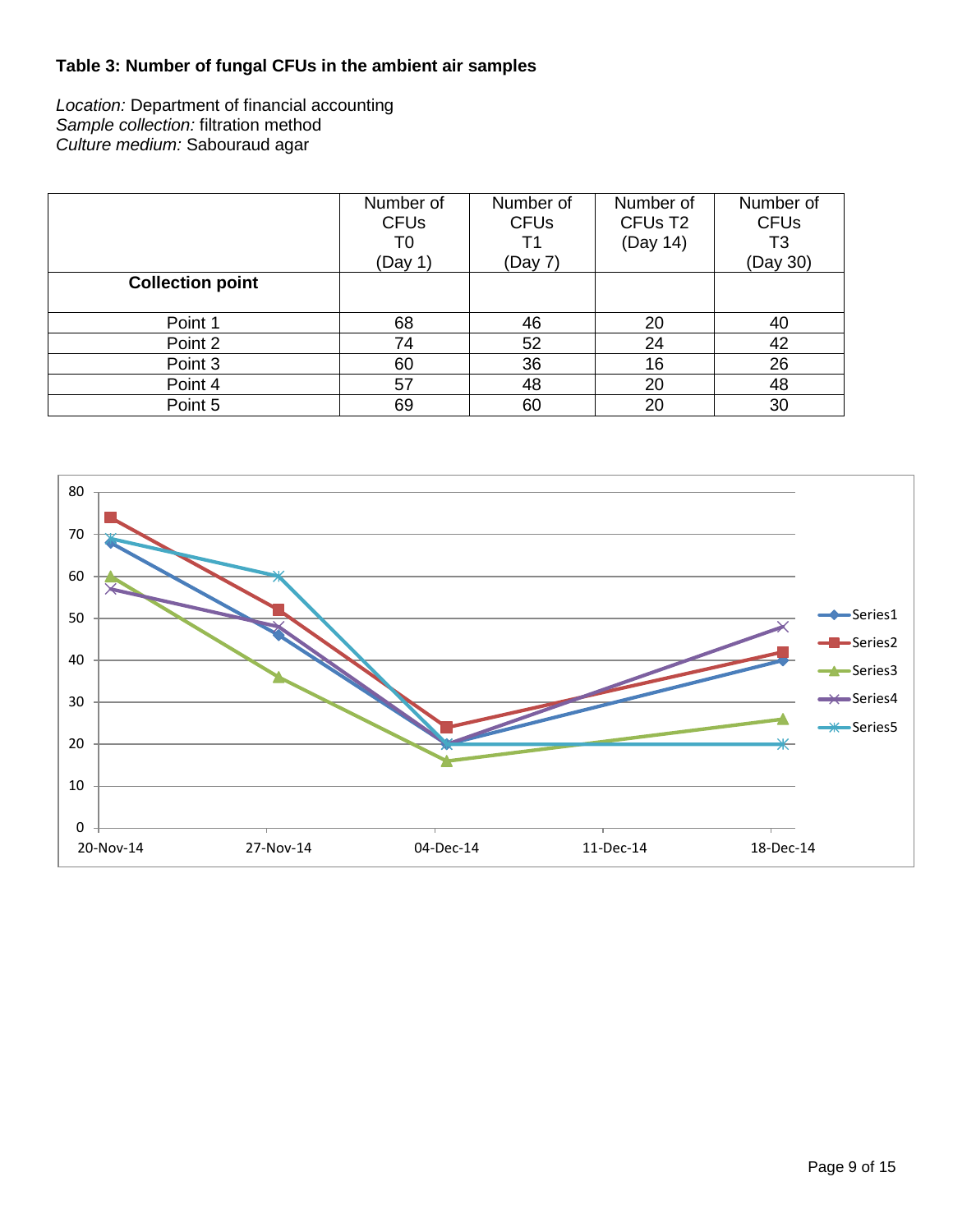**Table 3: Number of fungal CFUs in the ambient air samples**

*Location:* Department of financial accounting
*Sample collection:* filtration method
*Culture medium:* Sabouraud agar

| Collection point | Number of CFUs T0 (Day 1) | Number of CFUs T1 (Day 7) | Number of CFUs T2 (Day 14) | Number of CFUs T3 (Day 30) |
|---|---|---|---|---|
| Point 1 | 68 | 46 | 20 | 40 |
| Point 2 | 74 | 52 | 24 | 42 |
| Point 3 | 60 | 36 | 16 | 26 |
| Point 4 | 57 | 48 | 20 | 48 |
| Point 5 | 69 | 60 | 20 | 30 |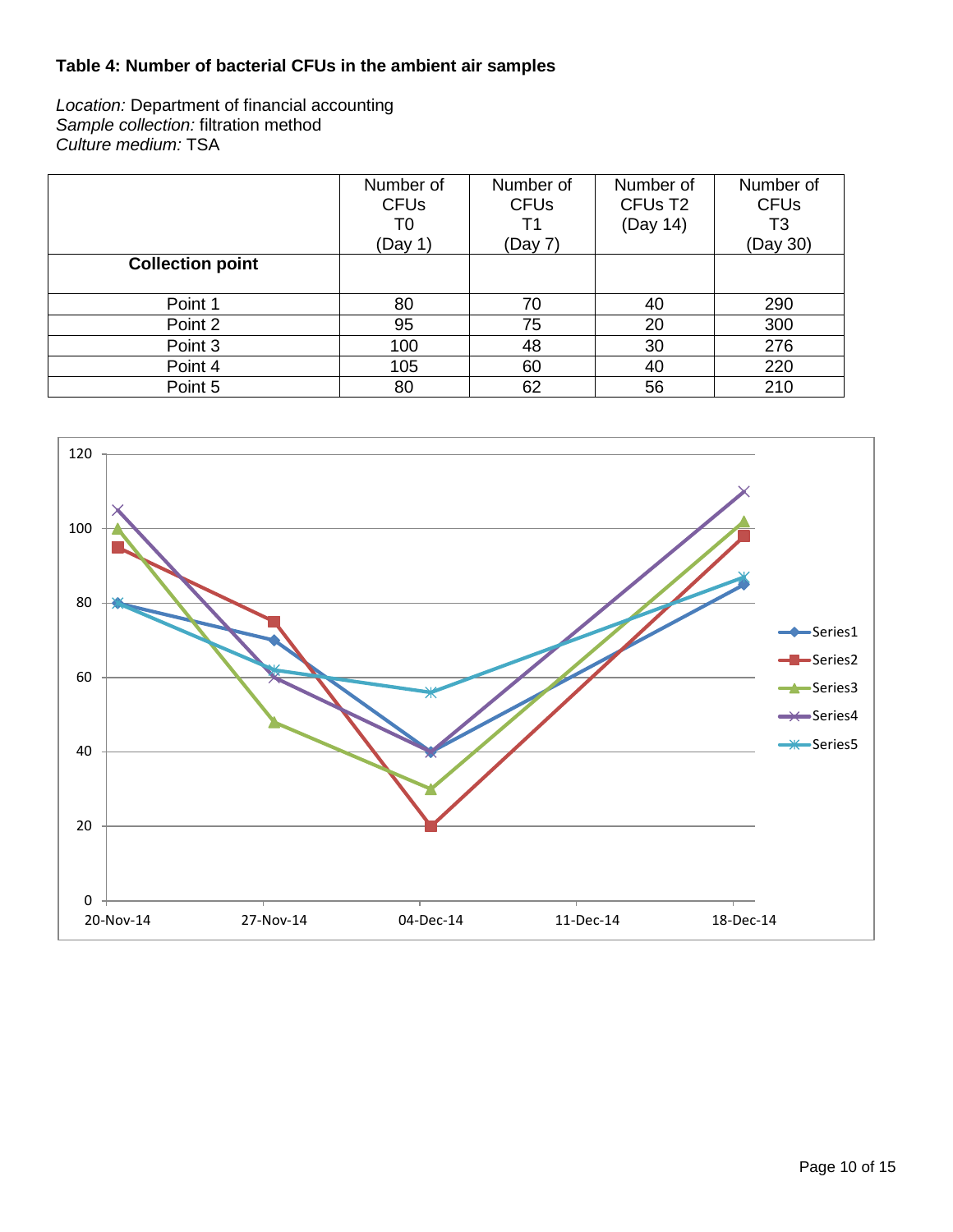**Table 4: Number of bacterial CFUs in the ambient air samples**

*Location:* Department of financial accounting
*Sample collection:* filtration method
*Culture medium:* TSA

| Collection point | Number of CFUs T0 (Day 1) | Number of CFUs T1 (Day 7) | Number of CFUs T2 (Day 14) | Number of CFUs T3 (Day 30) |
|---|---|---|---|---|
| Point 1 | 80 | 70 | 40 | 290 |
| Point 2 | 95 | 75 | 20 | 300 |
| Point 3 | 100 | 48 | 30 | 276 |
| Point 4 | 105 | 60 | 40 | 220 |
| Point 5 | 80 | 62 | 56 | 210 |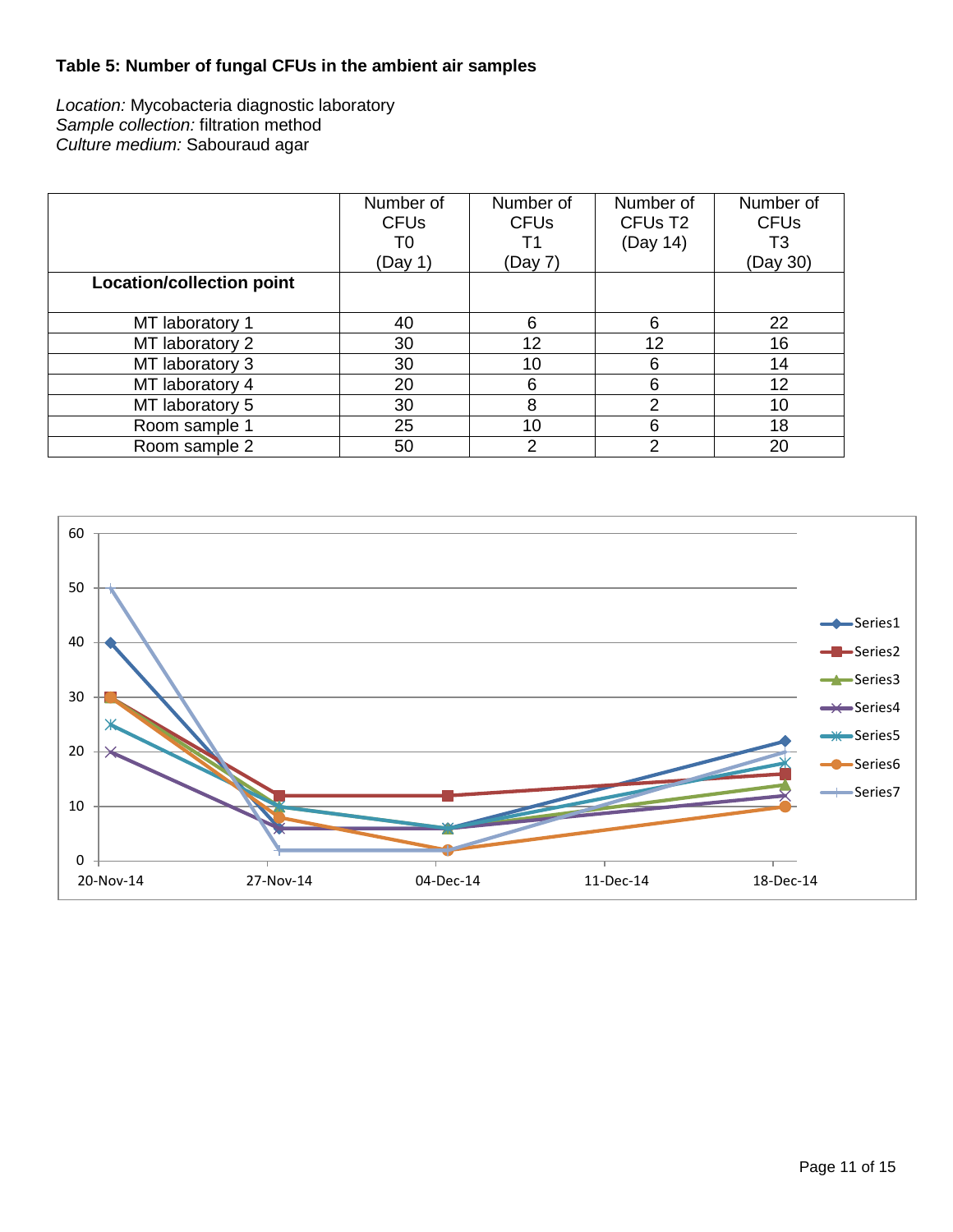### Table 5: Number of fungal CFUs in the ambient air samples

*Location:* Mycobacteria diagnostic laboratory
*Sample collection:* filtration method
*Culture medium:* Sabouraud agar

| Location/collection point | Number of CFUs T0 (Day 1) | Number of CFUs T1 (Day 7) | Number of CFUs T2 (Day 14) | Number of CFUs T3 (Day 30) |
|---|---|---|---|---|
| MT laboratory 1 | 40 | 6 | 6 | 22 |
| MT laboratory 2 | 30 | 12 | 12 | 16 |
| MT laboratory 3 | 30 | 10 | 6 | 14 |
| MT laboratory 4 | 20 | 6 | 6 | 12 |
| MT laboratory 5 | 30 | 8 | 2 | 10 |
| Room sample 1 | 25 | 10 | 6 | 18 |
| Room sample 2 | 50 | 2 | 2 | 20 |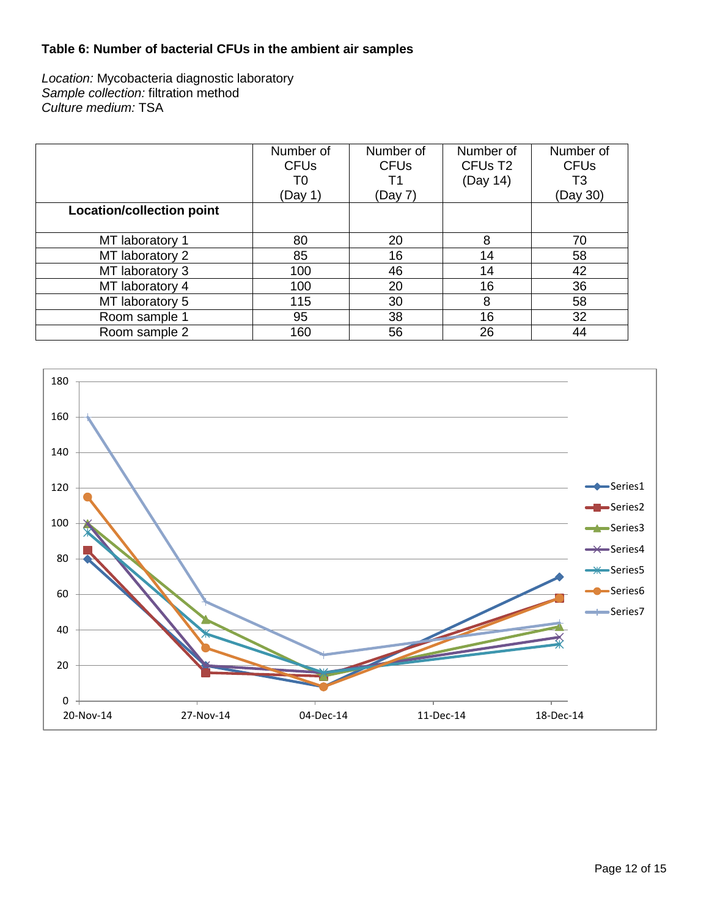**Table 6: Number of bacterial CFUs in the ambient air samples**

*Location:* Mycobacteria diagnostic laboratory
*Sample collection:* filtration method
*Culture medium:* TSA

| Location/collection point | Number of CFUs T0 (Day 1) | Number of CFUs T1 (Day 7) | Number of CFUs T2 (Day 14) | Number of CFUs T3 (Day 30) |
|---|---|---|---|---|
| MT laboratory 1 | 80 | 20 | 8 | 70 |
| MT laboratory 2 | 85 | 16 | 14 | 58 |
| MT laboratory 3 | 100 | 46 | 14 | 42 |
| MT laboratory 4 | 100 | 20 | 16 | 36 |
| MT laboratory 5 | 115 | 30 | 8 | 58 |
| Room sample 1 | 95 | 38 | 16 | 32 |
| Room sample 2 | 160 | 56 | 26 | 44 |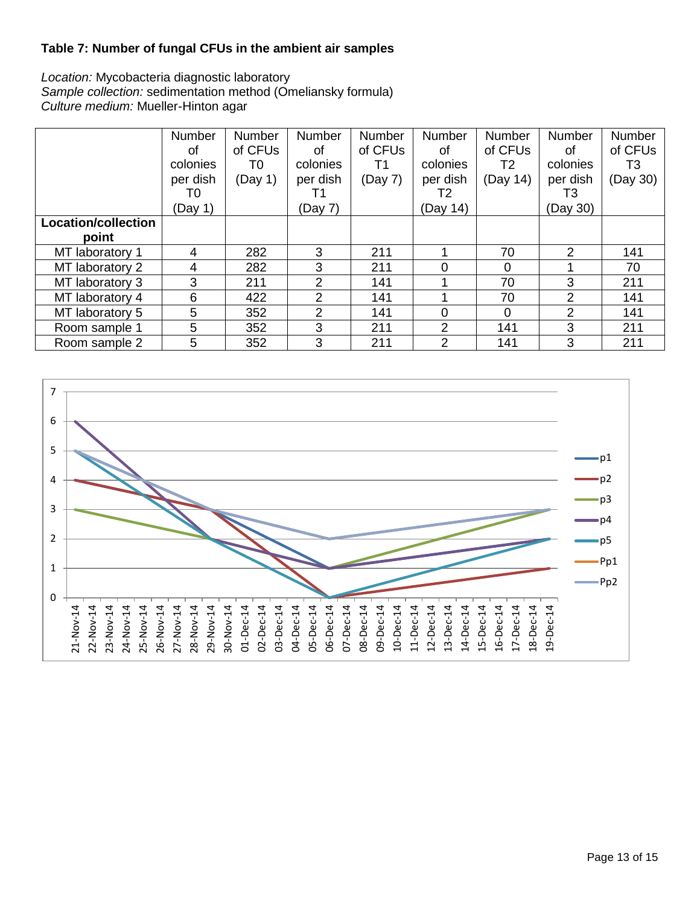**Table 7: Number of fungal CFUs in the ambient air samples**

*Location:* Mycobacteria diagnostic laboratory
*Sample collection:* sedimentation method (Omeliansky formula)
*Culture medium:* Mueller-Hinton agar

| | Number of colonies per dish T0 (Day 1) | Number of CFUs T0 (Day 1) | Number of colonies per dish T1 (Day 7) | Number of CFUs T1 (Day 7) | Number of colonies per dish T2 (Day 14) | Number of CFUs T2 (Day 14) | Number of colonies per dish T3 (Day 30) | Number of CFUs T3 (Day 30) |
|---|---|---|---|---|---|---|---|---|
| **Location/collection point** | | | | | | | | |
| MT laboratory 1 | 4 | 282 | 3 | 211 | 1 | 70 | 2 | 141 |
| MT laboratory 2 | 4 | 282 | 3 | 211 | 0 | 0 | 1 | 70 |
| MT laboratory 3 | 3 | 211 | 2 | 141 | 1 | 70 | 3 | 211 |
| MT laboratory 4 | 6 | 422 | 2 | 141 | 1 | 70 | 2 | 141 |
| MT laboratory 5 | 5 | 352 | 2 | 141 | 0 | 0 | 2 | 141 |
| Room sample 1 | 5 | 352 | 3 | 211 | 2 | 141 | 3 | 211 |
| Room sample 2 | 5 | 352 | 3 | 211 | 2 | 141 | 3 | 211 |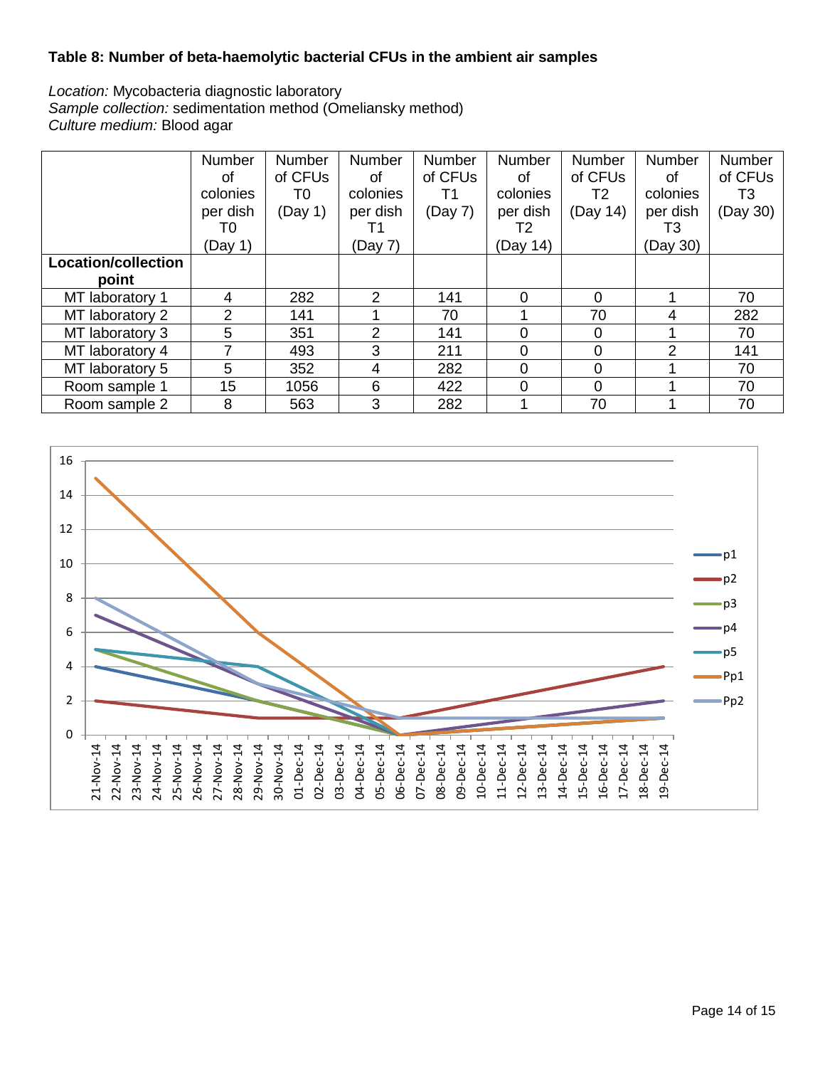**Table 8: Number of beta-haemolytic bacterial CFUs in the ambient air samples**

*Location:* Mycobacteria diagnostic laboratory
*Sample collection:* sedimentation method (Omeliansky method)
*Culture medium:* Blood agar

| Location/collection point | Number of colonies per dish T0 (Day 1) | Number of CFUs T0 (Day 1) | Number of colonies per dish T1 (Day 7) | Number of CFUs T1 (Day 7) | Number of colonies per dish T2 (Day 14) | Number of CFUs T2 (Day 14) | Number of colonies per dish T3 (Day 30) | Number of CFUs T3 (Day 30) |
|---|---|---|---|---|---|---|---|---|
| MT laboratory 1 | 4 | 282 | 2 | 141 | 0 | 0 | 1 | 70 |
| MT laboratory 2 | 2 | 141 | 1 | 70 | 1 | 70 | 4 | 282 |
| MT laboratory 3 | 5 | 351 | 2 | 141 | 0 | 0 | 1 | 70 |
| MT laboratory 4 | 7 | 493 | 3 | 211 | 0 | 0 | 2 | 141 |
| MT laboratory 5 | 5 | 352 | 4 | 282 | 0 | 0 | 1 | 70 |
| Room sample 1 | 15 | 1056 | 6 | 422 | 0 | 0 | 1 | 70 |
| Room sample 2 | 8 | 563 | 3 | 282 | 1 | 70 | 1 | 70 |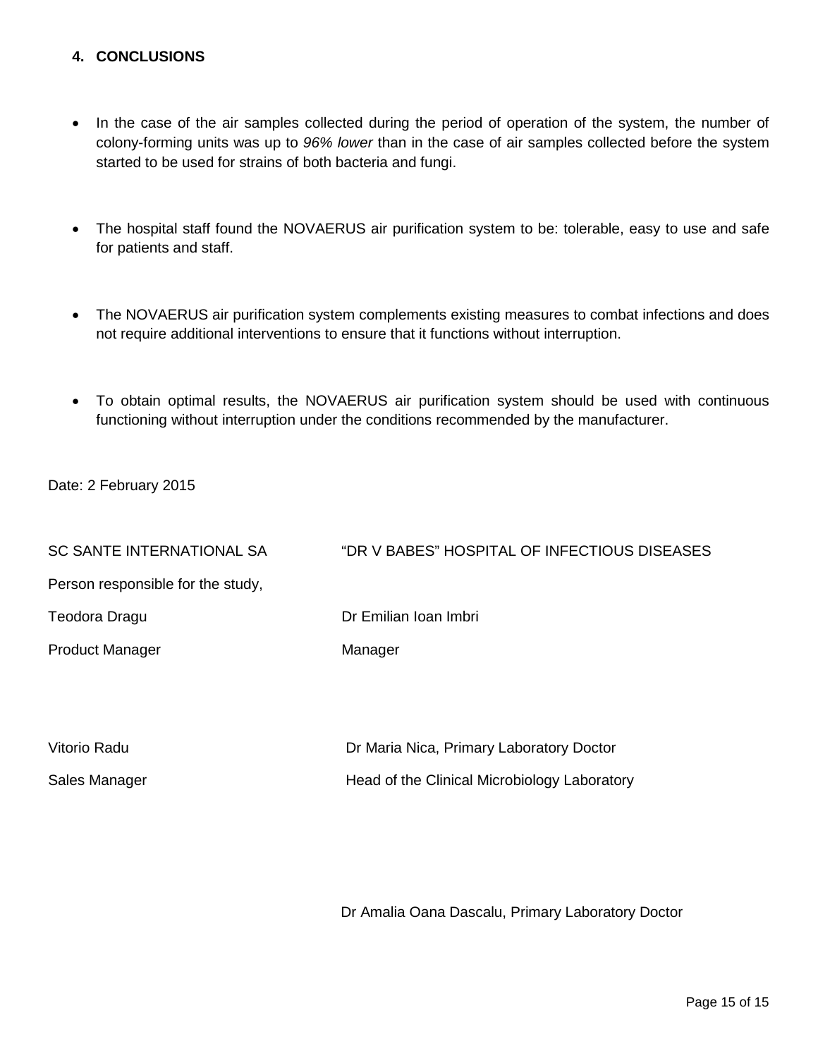## 4. CONCLUSIONS

- In the case of the air samples collected during the period of operation of the system, the number of colony-forming units was up to *96% lower* than in the case of air samples collected before the system started to be used for strains of both bacteria and fungi.

- The hospital staff found the NOVAERUS air purification system to be: tolerable, easy to use and safe for patients and staff.

- The NOVAERUS air purification system complements existing measures to combat infections and does not require additional interventions to ensure that it functions without interruption.

- To obtain optimal results, the NOVAERUS air purification system should be used with continuous functioning without interruption under the conditions recommended by the manufacturer.

Date: 2 February 2015

SC SANTE INTERNATIONAL SA

Person responsible for the study,

Teodora Dragu

Product Manager

Vitorio Radu

Sales Manager

"DR V BABES" HOSPITAL OF INFECTIOUS DISEASES

Dr Emilian Ioan Imbri

Manager

Dr Maria Nica, Primary Laboratory Doctor

Head of the Clinical Microbiology Laboratory

Dr Amalia Oana Dascalu, Primary Laboratory Doctor